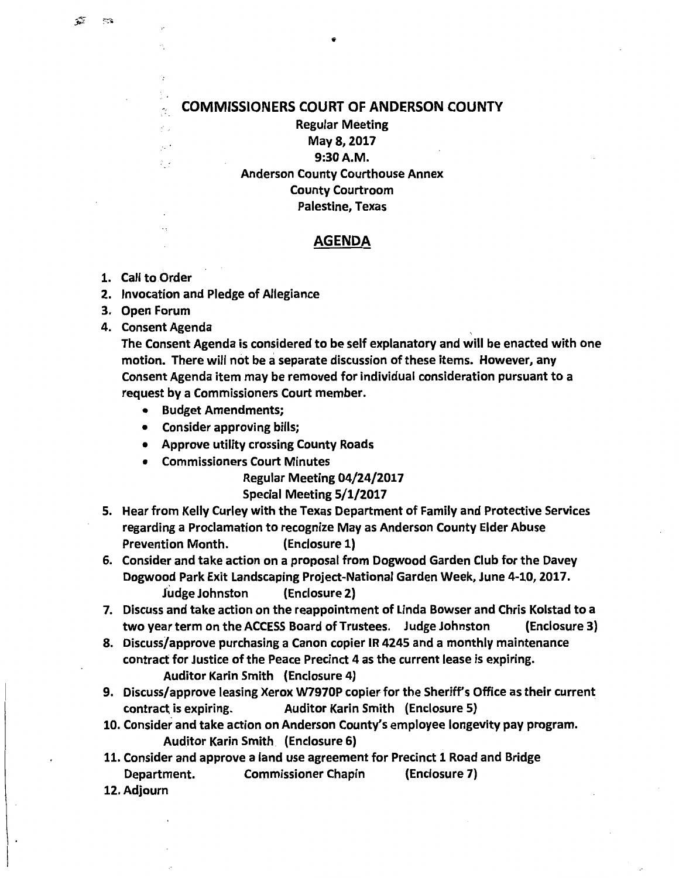# COMMISSIONERS COURT OF ANDERSON COUNTY

**Regular Meeting**
**May 8, 2017**
**9:30 A.M.**
**Anderson County Courthouse Annex**
**County Courtroom**
**Palestine, Texas**

## AGENDA

1. Call to Order
2. Invocation and Pledge of Allegiance
3. Open Forum
4. Consent Agenda
   The Consent Agenda is considered to be self explanatory and will be enacted with one motion. There will not be a separate discussion of these items. However, any Consent Agenda item may be removed for individual consideration pursuant to a request by a Commissioners Court member.
   - Budget Amendments;
   - Consider approving bills;
   - Approve utility crossing County Roads
   - Commissioners Court Minutes
     Regular Meeting 04/24/2017
     Special Meeting 5/1/2017
5. Hear from Kelly Curley with the Texas Department of Family and Protective Services regarding a Proclamation to recognize May as Anderson County Elder Abuse Prevention Month. (Enclosure 1)
6. Consider and take action on a proposal from Dogwood Garden Club for the Davey Dogwood Park Exit Landscaping Project-National Garden Week, June 4-10, 2017. Judge Johnston (Enclosure 2)
7. Discuss and take action on the reappointment of Linda Bowser and Chris Kolstad to a two year term on the ACCESS Board of Trustees. Judge Johnston (Enclosure 3)
8. Discuss/approve purchasing a Canon copier IR 4245 and a monthly maintenance contract for Justice of the Peace Precinct 4 as the current lease is expiring. Auditor Karin Smith (Enclosure 4)
9. Discuss/approve leasing Xerox W7970P copier for the Sheriff's Office as their current contract is expiring. Auditor Karin Smith (Enclosure 5)
10. Consider and take action on Anderson County's employee longevity pay program. Auditor Karin Smith (Enclosure 6)
11. Consider and approve a land use agreement for Precinct 1 Road and Bridge Department. Commissioner Chapin (Enclosure 7)
12. Adjourn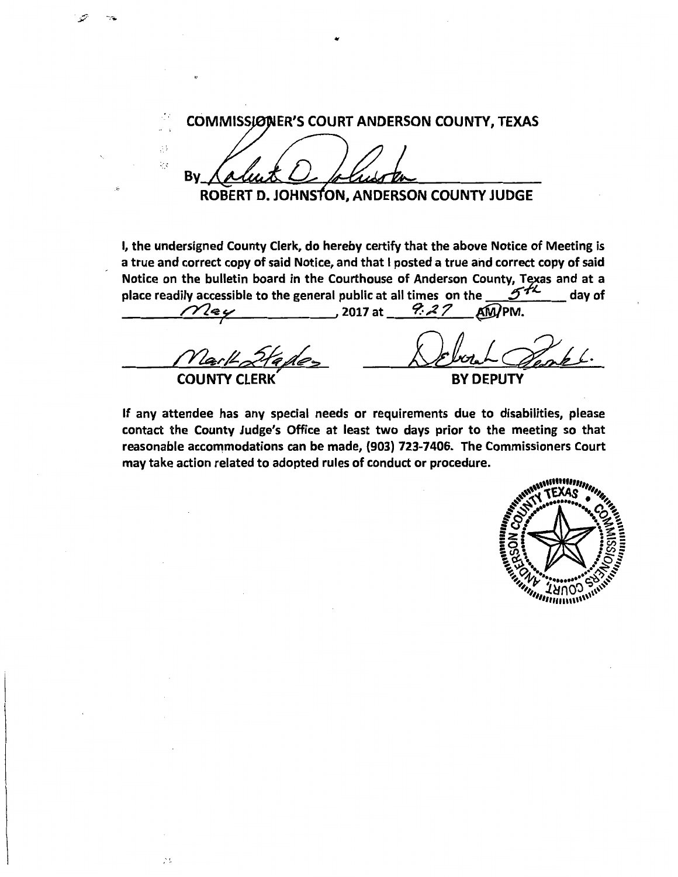COMMISSIONER'S COURT ANDERSON COUNTY, TEXAS

By ____________________

ROBERT D. JOHNSTON, ANDERSON COUNTY JUDGE

I, the undersigned County Clerk, do hereby certify that the above Notice of Meeting is a true and correct copy of said Notice, and that I posted a true and correct copy of said Notice on the bulletin board in the Courthouse of Anderson County, Texas and at a place readily accessible to the general public at all times on the 5th day of May, 2017 at 9:27 AM/PM.

Mark Staples
COUNTY CLERK

BY DEPUTY

If any attendee has any special needs or requirements due to disabilities, please contact the County Judge's Office at least two days prior to the meeting so that reasonable accommodations can be made, (903) 723-7406. The Commissioners Court may take action related to adopted rules of conduct or procedure.